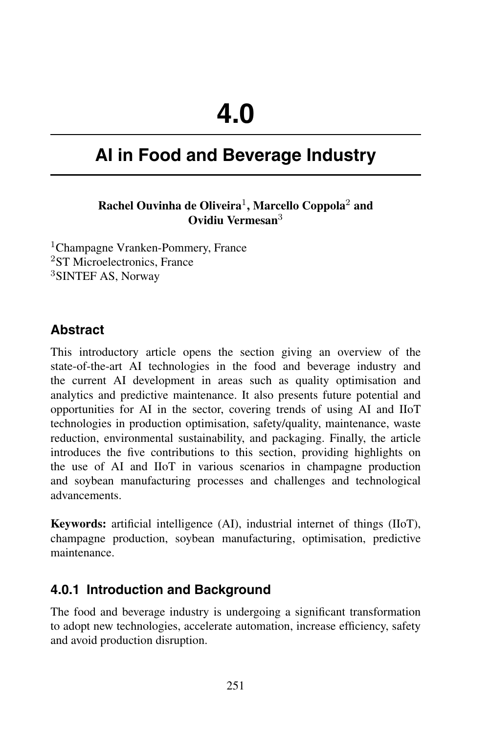# 4.0

# AI in Food and Beverage Industry

**Rachel Ouvinha de Oliveira[1], Marcello Coppola[2] and Ovidiu Vermesan[3]**

[1]Champagne Vranken-Pommery, France
[2]ST Microelectronics, France
[3]SINTEF AS, Norway

## Abstract

This introductory article opens the section giving an overview of the state-of-the-art AI technologies in the food and beverage industry and the current AI development in areas such as quality optimisation and analytics and predictive maintenance. It also presents future potential and opportunities for AI in the sector, covering trends of using AI and IIoT technologies in production optimisation, safety/quality, maintenance, waste reduction, environmental sustainability, and packaging. Finally, the article introduces the five contributions to this section, providing highlights on the use of AI and IIoT in various scenarios in champagne production and soybean manufacturing processes and challenges and technological advancements.

**Keywords:** artificial intelligence (AI), industrial internet of things (IIoT), champagne production, soybean manufacturing, optimisation, predictive maintenance.

### 4.0.1 Introduction and Background

The food and beverage industry is undergoing a significant transformation to adopt new technologies, accelerate automation, increase efficiency, safety and avoid production disruption.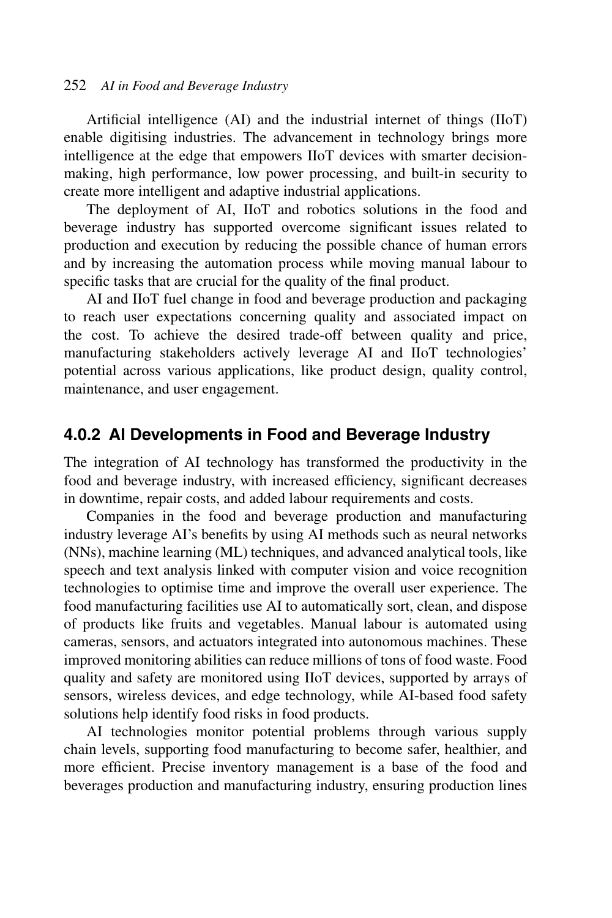Artificial intelligence (AI) and the industrial internet of things (IIoT) enable digitising industries. The advancement in technology brings more intelligence at the edge that empowers IIoT devices with smarter decision-making, high performance, low power processing, and built-in security to create more intelligent and adaptive industrial applications.

The deployment of AI, IIoT and robotics solutions in the food and beverage industry has supported overcome significant issues related to production and execution by reducing the possible chance of human errors and by increasing the automation process while moving manual labour to specific tasks that are crucial for the quality of the final product.

AI and IIoT fuel change in food and beverage production and packaging to reach user expectations concerning quality and associated impact on the cost. To achieve the desired trade-off between quality and price, manufacturing stakeholders actively leverage AI and IIoT technologies' potential across various applications, like product design, quality control, maintenance, and user engagement.

### 4.0.2 AI Developments in Food and Beverage Industry

The integration of AI technology has transformed the productivity in the food and beverage industry, with increased efficiency, significant decreases in downtime, repair costs, and added labour requirements and costs.

Companies in the food and beverage production and manufacturing industry leverage AI's benefits by using AI methods such as neural networks (NNs), machine learning (ML) techniques, and advanced analytical tools, like speech and text analysis linked with computer vision and voice recognition technologies to optimise time and improve the overall user experience. The food manufacturing facilities use AI to automatically sort, clean, and dispose of products like fruits and vegetables. Manual labour is automated using cameras, sensors, and actuators integrated into autonomous machines. These improved monitoring abilities can reduce millions of tons of food waste. Food quality and safety are monitored using IIoT devices, supported by arrays of sensors, wireless devices, and edge technology, while AI-based food safety solutions help identify food risks in food products.

AI technologies monitor potential problems through various supply chain levels, supporting food manufacturing to become safer, healthier, and more efficient. Precise inventory management is a base of the food and beverages production and manufacturing industry, ensuring production lines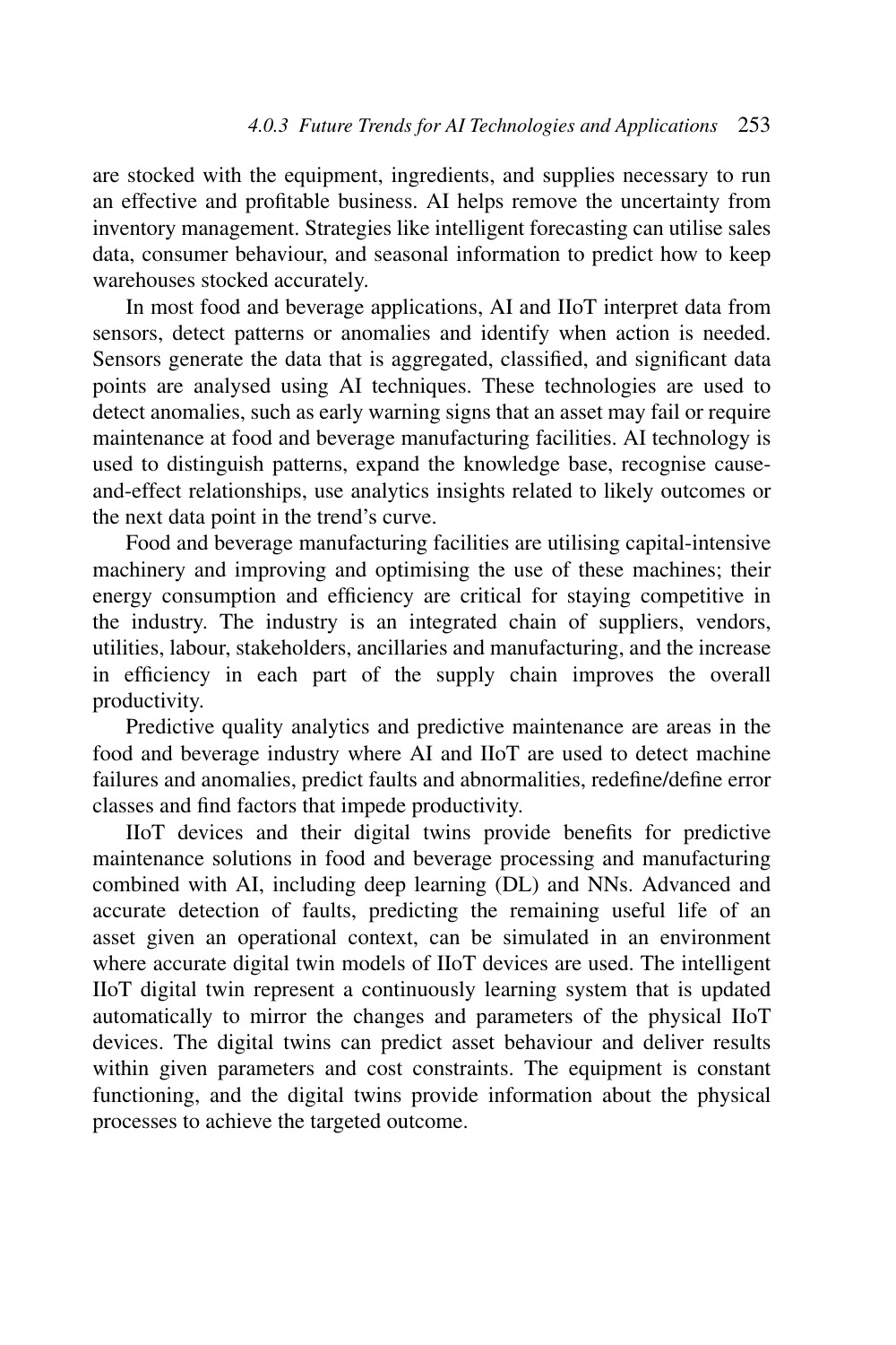are stocked with the equipment, ingredients, and supplies necessary to run an effective and profitable business. AI helps remove the uncertainty from inventory management. Strategies like intelligent forecasting can utilise sales data, consumer behaviour, and seasonal information to predict how to keep warehouses stocked accurately.

In most food and beverage applications, AI and IIoT interpret data from sensors, detect patterns or anomalies and identify when action is needed. Sensors generate the data that is aggregated, classified, and significant data points are analysed using AI techniques. These technologies are used to detect anomalies, such as early warning signs that an asset may fail or require maintenance at food and beverage manufacturing facilities. AI technology is used to distinguish patterns, expand the knowledge base, recognise cause-and-effect relationships, use analytics insights related to likely outcomes or the next data point in the trend's curve.

Food and beverage manufacturing facilities are utilising capital-intensive machinery and improving and optimising the use of these machines; their energy consumption and efficiency are critical for staying competitive in the industry. The industry is an integrated chain of suppliers, vendors, utilities, labour, stakeholders, ancillaries and manufacturing, and the increase in efficiency in each part of the supply chain improves the overall productivity.

Predictive quality analytics and predictive maintenance are areas in the food and beverage industry where AI and IIoT are used to detect machine failures and anomalies, predict faults and abnormalities, redefine/define error classes and find factors that impede productivity.

IIoT devices and their digital twins provide benefits for predictive maintenance solutions in food and beverage processing and manufacturing combined with AI, including deep learning (DL) and NNs. Advanced and accurate detection of faults, predicting the remaining useful life of an asset given an operational context, can be simulated in an environment where accurate digital twin models of IIoT devices are used. The intelligent IIoT digital twin represent a continuously learning system that is updated automatically to mirror the changes and parameters of the physical IIoT devices. The digital twins can predict asset behaviour and deliver results within given parameters and cost constraints. The equipment is constant functioning, and the digital twins provide information about the physical processes to achieve the targeted outcome.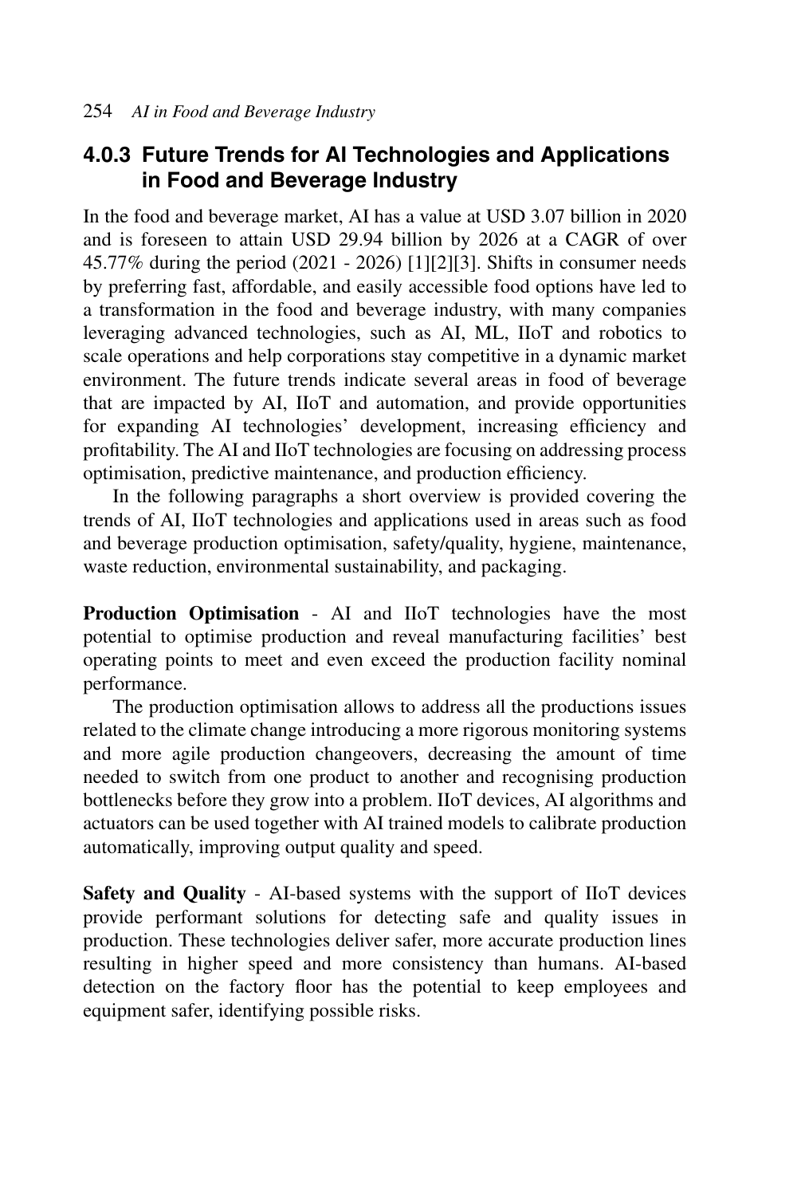### 4.0.3 Future Trends for AI Technologies and Applications in Food and Beverage Industry

In the food and beverage market, AI has a value at USD 3.07 billion in 2020 and is foreseen to attain USD 29.94 billion by 2026 at a CAGR of over 45.77% during the period (2021 - 2026) [1][2][3]. Shifts in consumer needs by preferring fast, affordable, and easily accessible food options have led to a transformation in the food and beverage industry, with many companies leveraging advanced technologies, such as AI, ML, IIoT and robotics to scale operations and help corporations stay competitive in a dynamic market environment. The future trends indicate several areas in food of beverage that are impacted by AI, IIoT and automation, and provide opportunities for expanding AI technologies' development, increasing efficiency and profitability. The AI and IIoT technologies are focusing on addressing process optimisation, predictive maintenance, and production efficiency.

In the following paragraphs a short overview is provided covering the trends of AI, IIoT technologies and applications used in areas such as food and beverage production optimisation, safety/quality, hygiene, maintenance, waste reduction, environmental sustainability, and packaging.

**Production Optimisation** - AI and IIoT technologies have the most potential to optimise production and reveal manufacturing facilities' best operating points to meet and even exceed the production facility nominal performance.

The production optimisation allows to address all the productions issues related to the climate change introducing a more rigorous monitoring systems and more agile production changeovers, decreasing the amount of time needed to switch from one product to another and recognising production bottlenecks before they grow into a problem. IIoT devices, AI algorithms and actuators can be used together with AI trained models to calibrate production automatically, improving output quality and speed.

**Safety and Quality** - AI-based systems with the support of IIoT devices provide performant solutions for detecting safe and quality issues in production. These technologies deliver safer, more accurate production lines resulting in higher speed and more consistency than humans. AI-based detection on the factory floor has the potential to keep employees and equipment safer, identifying possible risks.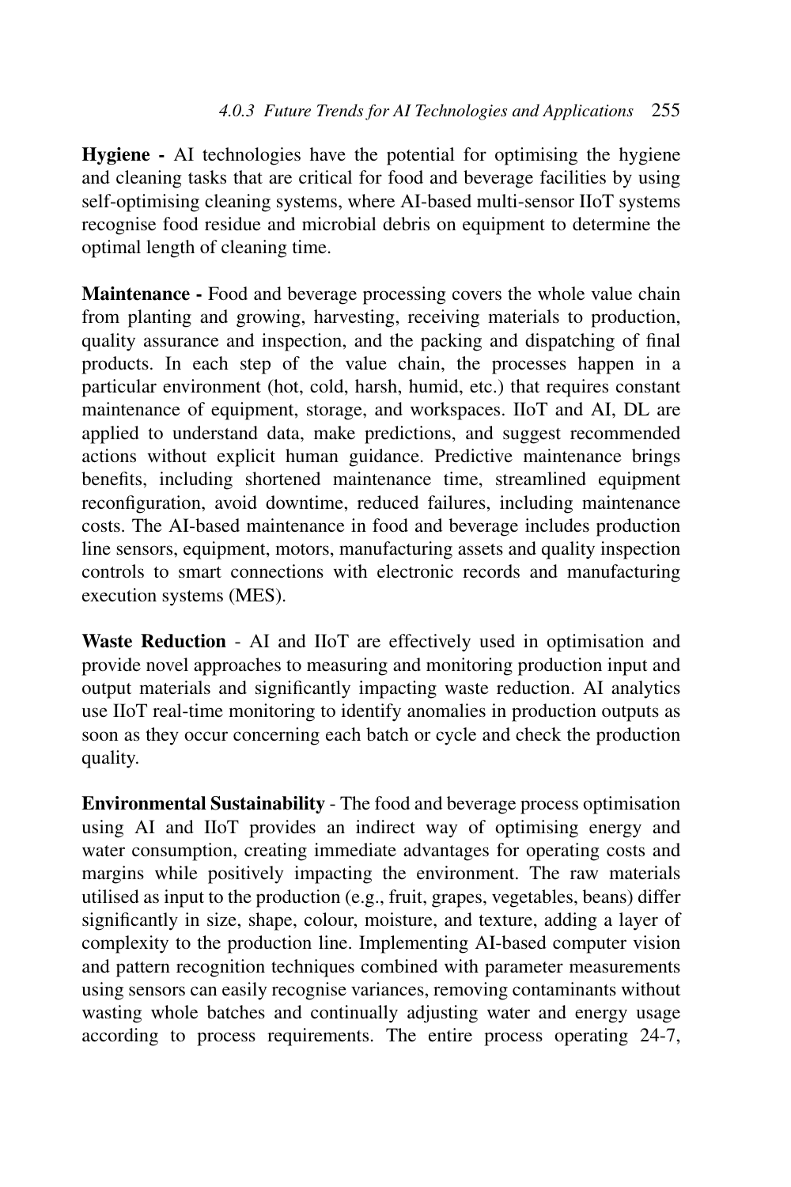**Hygiene -** AI technologies have the potential for optimising the hygiene and cleaning tasks that are critical for food and beverage facilities by using self-optimising cleaning systems, where AI-based multi-sensor IIoT systems recognise food residue and microbial debris on equipment to determine the optimal length of cleaning time.

**Maintenance -** Food and beverage processing covers the whole value chain from planting and growing, harvesting, receiving materials to production, quality assurance and inspection, and the packing and dispatching of final products. In each step of the value chain, the processes happen in a particular environment (hot, cold, harsh, humid, etc.) that requires constant maintenance of equipment, storage, and workspaces. IIoT and AI, DL are applied to understand data, make predictions, and suggest recommended actions without explicit human guidance. Predictive maintenance brings benefits, including shortened maintenance time, streamlined equipment reconfiguration, avoid downtime, reduced failures, including maintenance costs. The AI-based maintenance in food and beverage includes production line sensors, equipment, motors, manufacturing assets and quality inspection controls to smart connections with electronic records and manufacturing execution systems (MES).

**Waste Reduction** - AI and IIoT are effectively used in optimisation and provide novel approaches to measuring and monitoring production input and output materials and significantly impacting waste reduction. AI analytics use IIoT real-time monitoring to identify anomalies in production outputs as soon as they occur concerning each batch or cycle and check the production quality.

**Environmental Sustainability** - The food and beverage process optimisation using AI and IIoT provides an indirect way of optimising energy and water consumption, creating immediate advantages for operating costs and margins while positively impacting the environment. The raw materials utilised as input to the production (e.g., fruit, grapes, vegetables, beans) differ significantly in size, shape, colour, moisture, and texture, adding a layer of complexity to the production line. Implementing AI-based computer vision and pattern recognition techniques combined with parameter measurements using sensors can easily recognise variances, removing contaminants without wasting whole batches and continually adjusting water and energy usage according to process requirements. The entire process operating 24-7,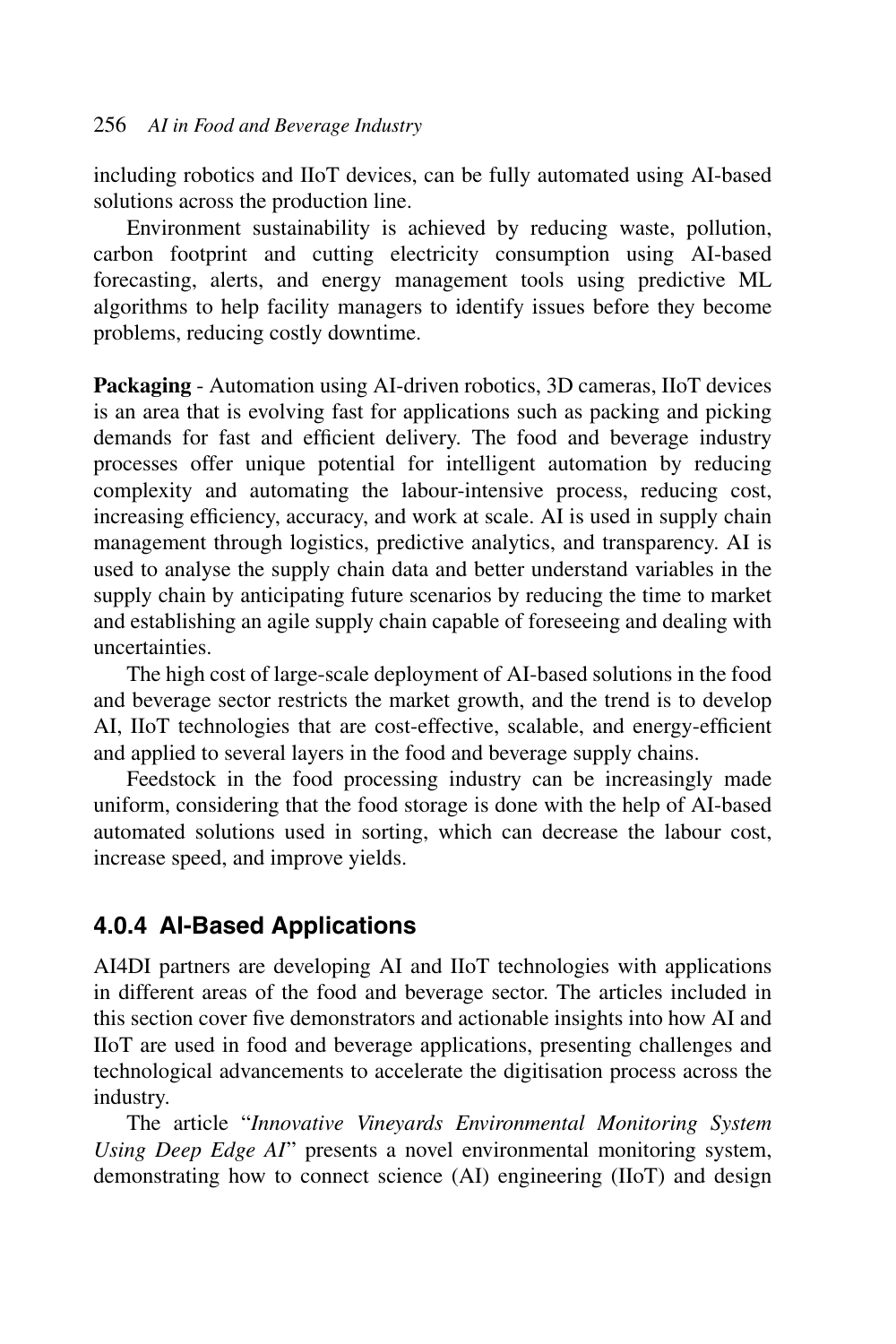including robotics and IIoT devices, can be fully automated using AI-based solutions across the production line.

Environment sustainability is achieved by reducing waste, pollution, carbon footprint and cutting electricity consumption using AI-based forecasting, alerts, and energy management tools using predictive ML algorithms to help facility managers to identify issues before they become problems, reducing costly downtime.

**Packaging** - Automation using AI-driven robotics, 3D cameras, IIoT devices is an area that is evolving fast for applications such as packing and picking demands for fast and efficient delivery. The food and beverage industry processes offer unique potential for intelligent automation by reducing complexity and automating the labour-intensive process, reducing cost, increasing efficiency, accuracy, and work at scale. AI is used in supply chain management through logistics, predictive analytics, and transparency. AI is used to analyse the supply chain data and better understand variables in the supply chain by anticipating future scenarios by reducing the time to market and establishing an agile supply chain capable of foreseeing and dealing with uncertainties.

The high cost of large-scale deployment of AI-based solutions in the food and beverage sector restricts the market growth, and the trend is to develop AI, IIoT technologies that are cost-effective, scalable, and energy-efficient and applied to several layers in the food and beverage supply chains.

Feedstock in the food processing industry can be increasingly made uniform, considering that the food storage is done with the help of AI-based automated solutions used in sorting, which can decrease the labour cost, increase speed, and improve yields.

### 4.0.4 AI-Based Applications

AI4DI partners are developing AI and IIoT technologies with applications in different areas of the food and beverage sector. The articles included in this section cover five demonstrators and actionable insights into how AI and IIoT are used in food and beverage applications, presenting challenges and technological advancements to accelerate the digitisation process across the industry.

The article "*Innovative Vineyards Environmental Monitoring System Using Deep Edge AI*" presents a novel environmental monitoring system, demonstrating how to connect science (AI) engineering (IIoT) and design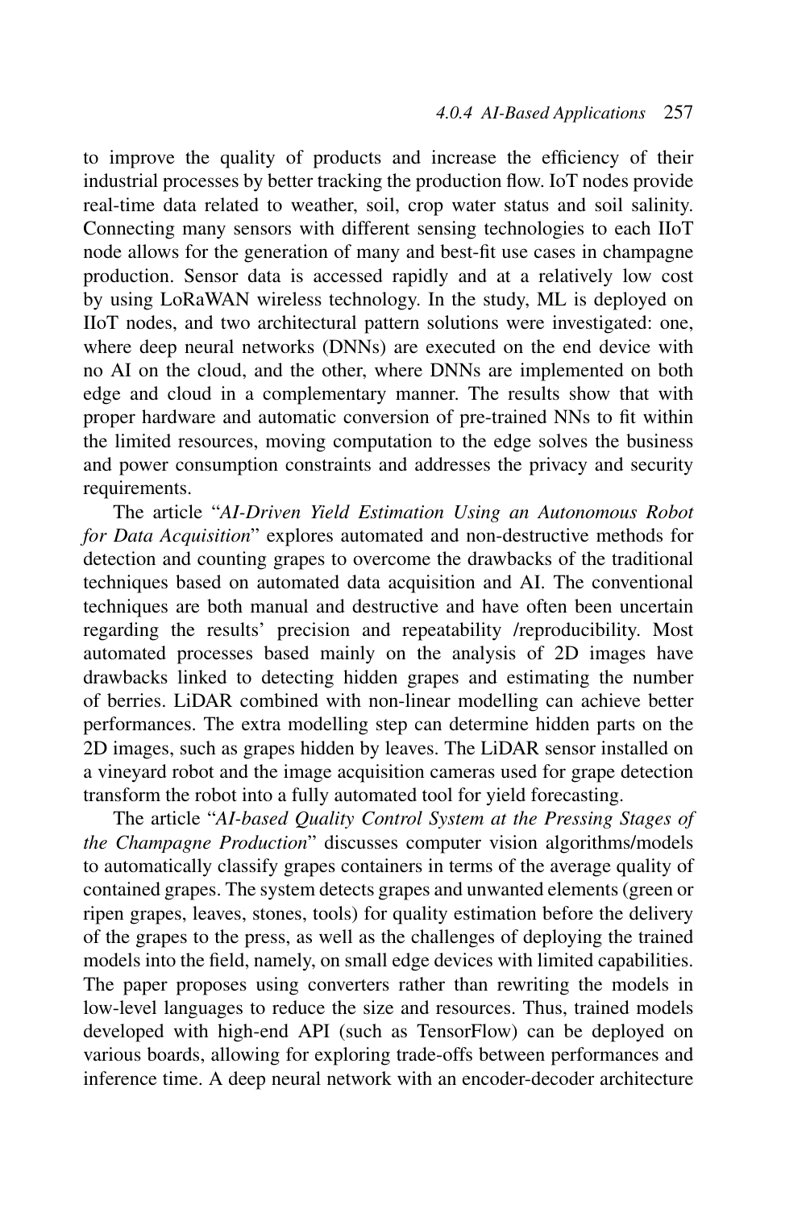to improve the quality of products and increase the efficiency of their industrial processes by better tracking the production flow. IoT nodes provide real-time data related to weather, soil, crop water status and soil salinity. Connecting many sensors with different sensing technologies to each IIoT node allows for the generation of many and best-fit use cases in champagne production. Sensor data is accessed rapidly and at a relatively low cost by using LoRaWAN wireless technology. In the study, ML is deployed on IIoT nodes, and two architectural pattern solutions were investigated: one, where deep neural networks (DNNs) are executed on the end device with no AI on the cloud, and the other, where DNNs are implemented on both edge and cloud in a complementary manner. The results show that with proper hardware and automatic conversion of pre-trained NNs to fit within the limited resources, moving computation to the edge solves the business and power consumption constraints and addresses the privacy and security requirements.

The article "*AI-Driven Yield Estimation Using an Autonomous Robot for Data Acquisition*" explores automated and non-destructive methods for detection and counting grapes to overcome the drawbacks of the traditional techniques based on automated data acquisition and AI. The conventional techniques are both manual and destructive and have often been uncertain regarding the results' precision and repeatability /reproducibility. Most automated processes based mainly on the analysis of 2D images have drawbacks linked to detecting hidden grapes and estimating the number of berries. LiDAR combined with non-linear modelling can achieve better performances. The extra modelling step can determine hidden parts on the 2D images, such as grapes hidden by leaves. The LiDAR sensor installed on a vineyard robot and the image acquisition cameras used for grape detection transform the robot into a fully automated tool for yield forecasting.

The article "*AI-based Quality Control System at the Pressing Stages of the Champagne Production*" discusses computer vision algorithms/models to automatically classify grapes containers in terms of the average quality of contained grapes. The system detects grapes and unwanted elements (green or ripen grapes, leaves, stones, tools) for quality estimation before the delivery of the grapes to the press, as well as the challenges of deploying the trained models into the field, namely, on small edge devices with limited capabilities. The paper proposes using converters rather than rewriting the models in low-level languages to reduce the size and resources. Thus, trained models developed with high-end API (such as TensorFlow) can be deployed on various boards, allowing for exploring trade-offs between performances and inference time. A deep neural network with an encoder-decoder architecture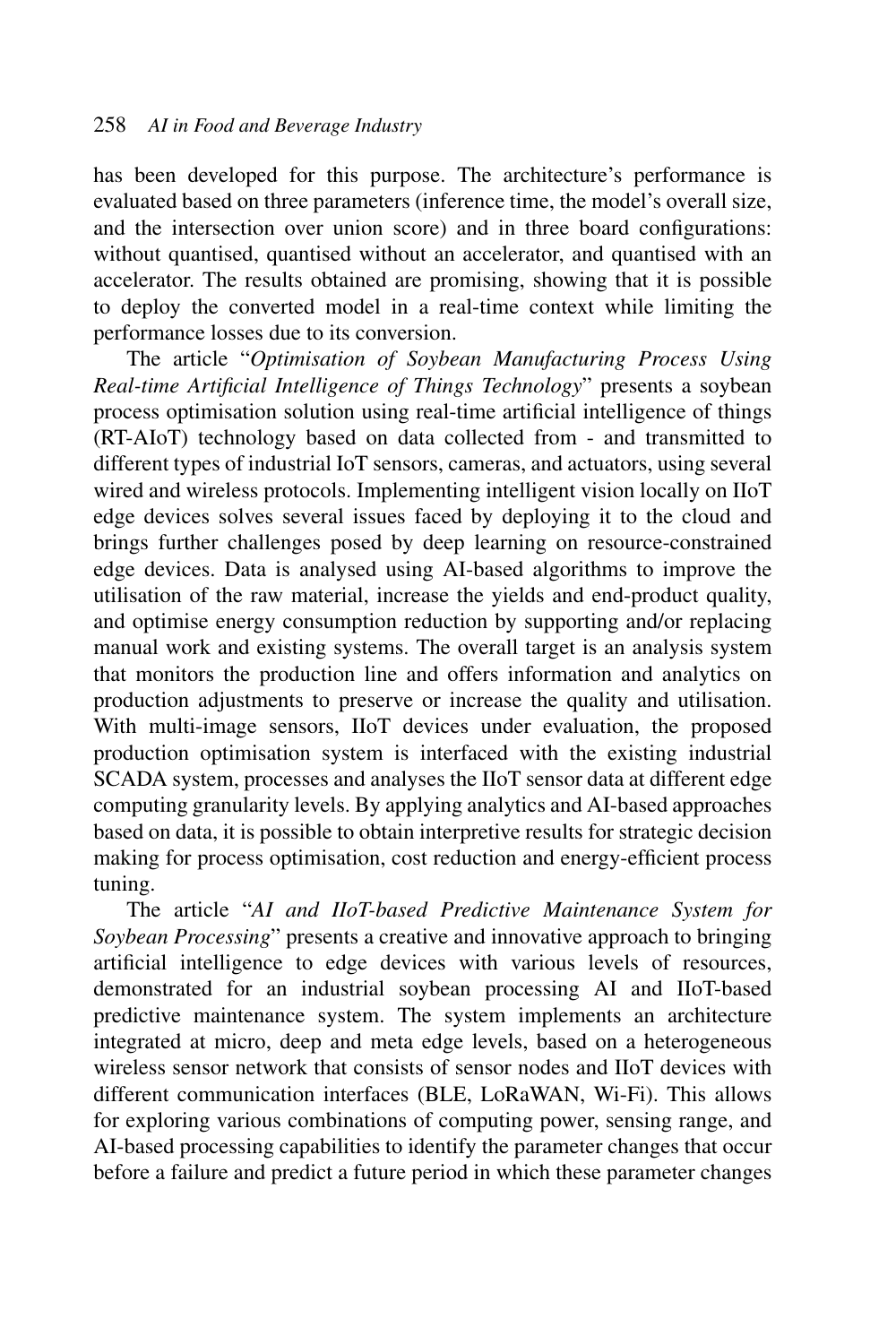has been developed for this purpose. The architecture's performance is evaluated based on three parameters (inference time, the model's overall size, and the intersection over union score) and in three board configurations: without quantised, quantised without an accelerator, and quantised with an accelerator. The results obtained are promising, showing that it is possible to deploy the converted model in a real-time context while limiting the performance losses due to its conversion.

The article "*Optimisation of Soybean Manufacturing Process Using Real-time Artificial Intelligence of Things Technology*" presents a soybean process optimisation solution using real-time artificial intelligence of things (RT-AIoT) technology based on data collected from - and transmitted to different types of industrial IoT sensors, cameras, and actuators, using several wired and wireless protocols. Implementing intelligent vision locally on IIoT edge devices solves several issues faced by deploying it to the cloud and brings further challenges posed by deep learning on resource-constrained edge devices. Data is analysed using AI-based algorithms to improve the utilisation of the raw material, increase the yields and end-product quality, and optimise energy consumption reduction by supporting and/or replacing manual work and existing systems. The overall target is an analysis system that monitors the production line and offers information and analytics on production adjustments to preserve or increase the quality and utilisation. With multi-image sensors, IIoT devices under evaluation, the proposed production optimisation system is interfaced with the existing industrial SCADA system, processes and analyses the IIoT sensor data at different edge computing granularity levels. By applying analytics and AI-based approaches based on data, it is possible to obtain interpretive results for strategic decision making for process optimisation, cost reduction and energy-efficient process tuning.

The article "*AI and IIoT-based Predictive Maintenance System for Soybean Processing*" presents a creative and innovative approach to bringing artificial intelligence to edge devices with various levels of resources, demonstrated for an industrial soybean processing AI and IIoT-based predictive maintenance system. The system implements an architecture integrated at micro, deep and meta edge levels, based on a heterogeneous wireless sensor network that consists of sensor nodes and IIoT devices with different communication interfaces (BLE, LoRaWAN, Wi-Fi). This allows for exploring various combinations of computing power, sensing range, and AI-based processing capabilities to identify the parameter changes that occur before a failure and predict a future period in which these parameter changes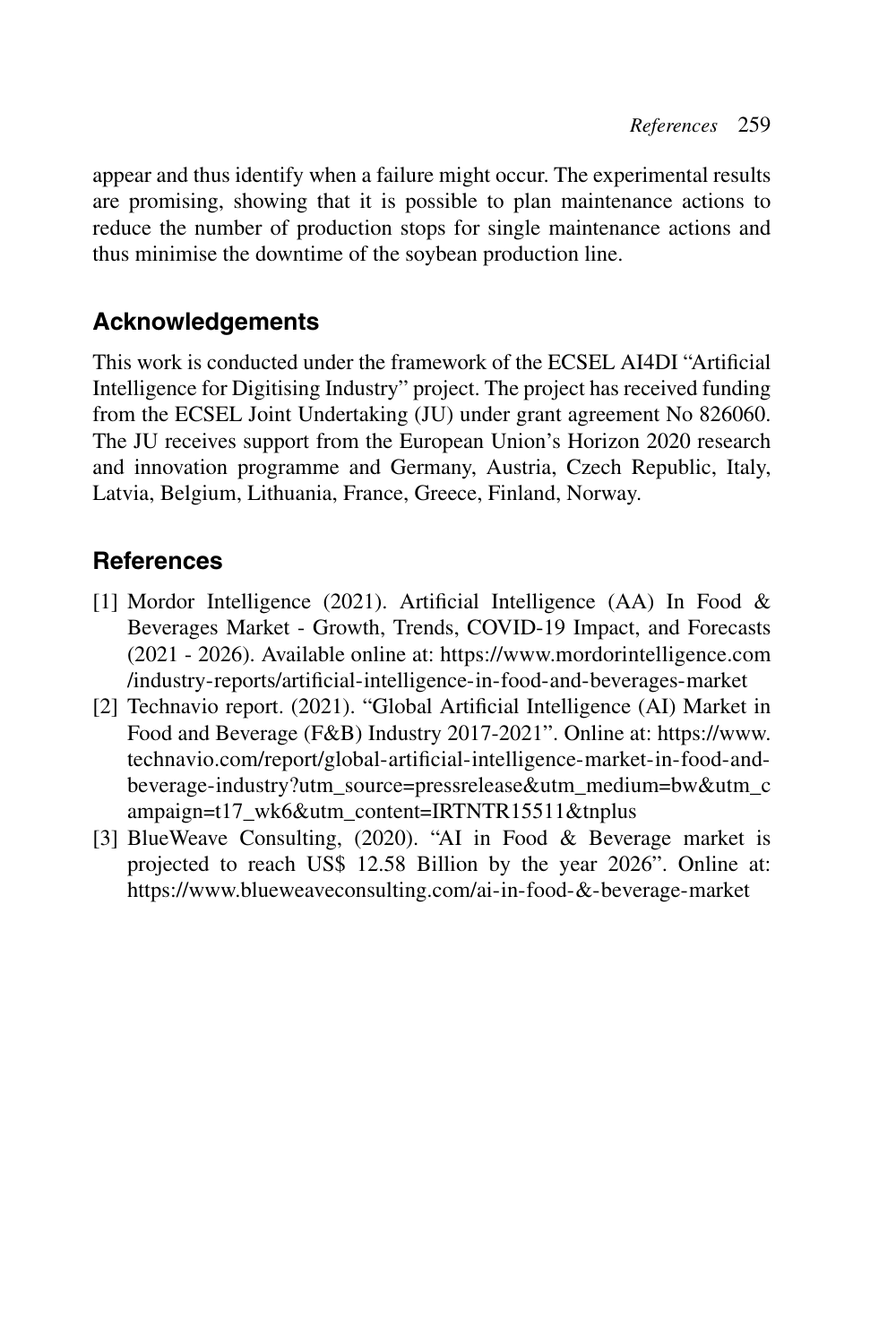appear and thus identify when a failure might occur. The experimental results are promising, showing that it is possible to plan maintenance actions to reduce the number of production stops for single maintenance actions and thus minimise the downtime of the soybean production line.

## Acknowledgements

This work is conducted under the framework of the ECSEL AI4DI "Artificial Intelligence for Digitising Industry" project. The project has received funding from the ECSEL Joint Undertaking (JU) under grant agreement No 826060. The JU receives support from the European Union's Horizon 2020 research and innovation programme and Germany, Austria, Czech Republic, Italy, Latvia, Belgium, Lithuania, France, Greece, Finland, Norway.

## References

[1] Mordor Intelligence (2021). Artificial Intelligence (AA) In Food & Beverages Market - Growth, Trends, COVID-19 Impact, and Forecasts (2021 - 2026). Available online at: https://www.mordorintelligence.com/industry-reports/artificial-intelligence-in-food-and-beverages-market

[2] Technavio report. (2021). "Global Artificial Intelligence (AI) Market in Food and Beverage (F&B) Industry 2017-2021". Online at: https://www.technavio.com/report/global-artificial-intelligence-market-in-food-and-beverage-industry?utm_source=pressrelease&utm_medium=bw&utm_campaign=t17_wk6&utm_content=IRTNTR15511&tnplus

[3] BlueWeave Consulting, (2020). "AI in Food & Beverage market is projected to reach US$ 12.58 Billion by the year 2026". Online at: https://www.blueweaveconsulting.com/ai-in-food-&-beverage-market